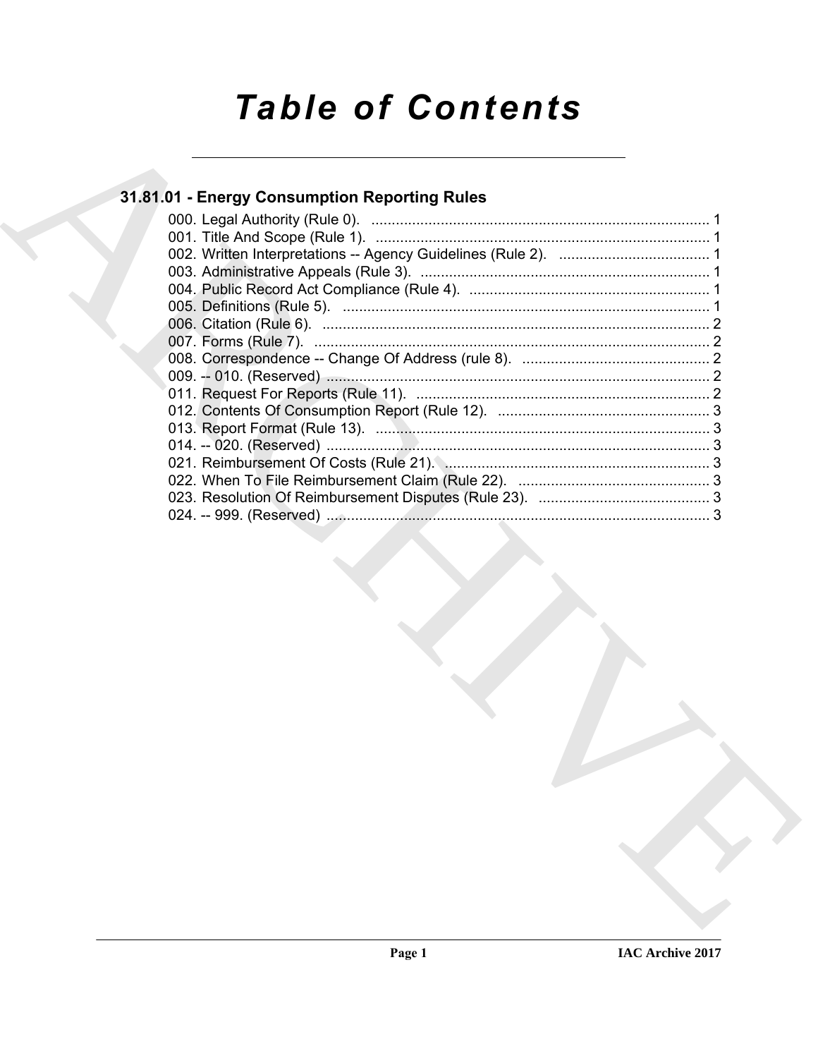# Table of Contents

## 31.81.01 - Energy Consumption Reporting Rules

000. Legal Authority (Rule 0). ........................................................................ 1
001. Title And Scope (Rule 1). ......................................................................... 1
002. Written Interpretations -- Agency Guidelines (Rule 2). ................................ 1
003. Administrative Appeals (Rule 3). ................................................................ 1
004. Public Record Act Compliance (Rule 4). ..................................................... 1
005. Definitions (Rule 5). ................................................................................... 1
006. Citation (Rule 6). ........................................................................................ 2
007. Forms (Rule 7). ........................................................................................... 2
008. Correspondence -- Change Of Address (rule 8). ........................................ 2
009. -- 010. (Reserved) ........................................................................................ 2
011. Request For Reports (Rule 11). .................................................................. 2
012. Contents Of Consumption Report (Rule 12). ................................................ 3
013. Report Format (Rule 13). ............................................................................. 3
014. -- 020. (Reserved) ........................................................................................ 3
021. Reimbursement Of Costs (Rule 21). ............................................................ 3
022. When To File Reimbursement Claim (Rule 22). ........................................... 3
023. Resolution Of Reimbursement Disputes (Rule 23). ...................................... 3
024. -- 999. (Reserved) ........................................................................................ 3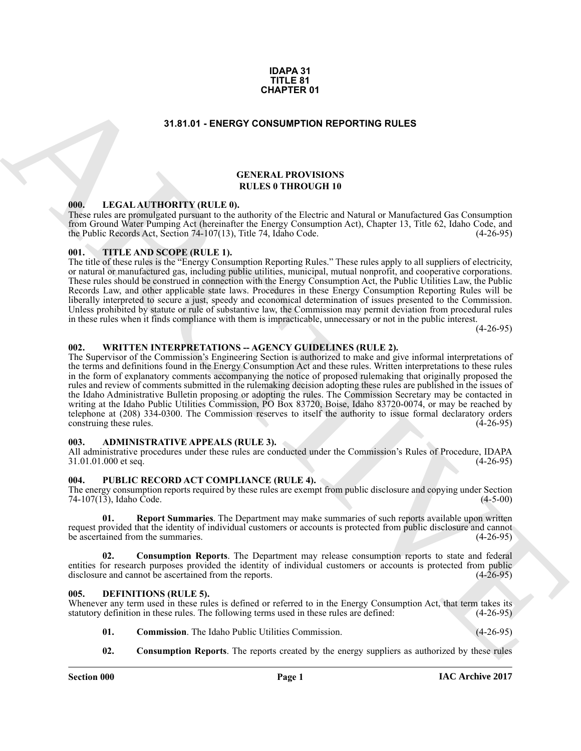# IDAPA 31
# TITLE 81
# CHAPTER 01

## 31.81.01 - ENERGY CONSUMPTION REPORTING RULES

### GENERAL PROVISIONS
### RULES 0 THROUGH 10

### 000. LEGAL AUTHORITY (RULE 0).

These rules are promulgated pursuant to the authority of the Electric and Natural or Manufactured Gas Consumption from Ground Water Pumping Act (hereinafter the Energy Consumption Act), Chapter 13, Title 62, Idaho Code, and the Public Records Act, Section 74-107(13), Title 74, Idaho Code. (4-26-95)

### 001. TITLE AND SCOPE (RULE 1).

The title of these rules is the "Energy Consumption Reporting Rules." These rules apply to all suppliers of electricity, or natural or manufactured gas, including public utilities, municipal, mutual nonprofit, and cooperative corporations. These rules should be construed in connection with the Energy Consumption Act, the Public Utilities Law, the Public Records Law, and other applicable state laws. Procedures in these Energy Consumption Reporting Rules will be liberally interpreted to secure a just, speedy and economical determination of issues presented to the Commission. Unless prohibited by statute or rule of substantive law, the Commission may permit deviation from procedural rules in these rules when it finds compliance with them is impracticable, unnecessary or not in the public interest. (4-26-95)

### 002. WRITTEN INTERPRETATIONS -- AGENCY GUIDELINES (RULE 2).

The Supervisor of the Commission's Engineering Section is authorized to make and give informal interpretations of the terms and definitions found in the Energy Consumption Act and these rules. Written interpretations to these rules in the form of explanatory comments accompanying the notice of proposed rulemaking that originally proposed the rules and review of comments submitted in the rulemaking decision adopting these rules are published in the issues of the Idaho Administrative Bulletin proposing or adopting the rules. The Commission Secretary may be contacted in writing at the Idaho Public Utilities Commission, PO Box 83720, Boise, Idaho 83720-0074, or may be reached by telephone at (208) 334-0300. The Commission reserves to itself the authority to issue formal declaratory orders construing these rules. (4-26-95)

### 003. ADMINISTRATIVE APPEALS (RULE 3).

All administrative procedures under these rules are conducted under the Commission's Rules of Procedure, IDAPA 31.01.01.000 et seq. (4-26-95)

### 004. PUBLIC RECORD ACT COMPLIANCE (RULE 4).

The energy consumption reports required by these rules are exempt from public disclosure and copying under Section 74-107(13), Idaho Code. (4-5-00)

**01. Report Summaries**. The Department may make summaries of such reports available upon written request provided that the identity of individual customers or accounts is protected from public disclosure and cannot be ascertained from the summaries. (4-26-95)

**02. Consumption Reports**. The Department may release consumption reports to state and federal entities for research purposes provided the identity of individual customers or accounts is protected from public disclosure and cannot be ascertained from the reports. (4-26-95)

### 005. DEFINITIONS (RULE 5).

Whenever any term used in these rules is defined or referred to in the Energy Consumption Act, that term takes its statutory definition in these rules. The following terms used in these rules are defined: (4-26-95)

**01. Commission**. The Idaho Public Utilities Commission. (4-26-95)

**02. Consumption Reports**. The reports created by the energy suppliers as authorized by these rules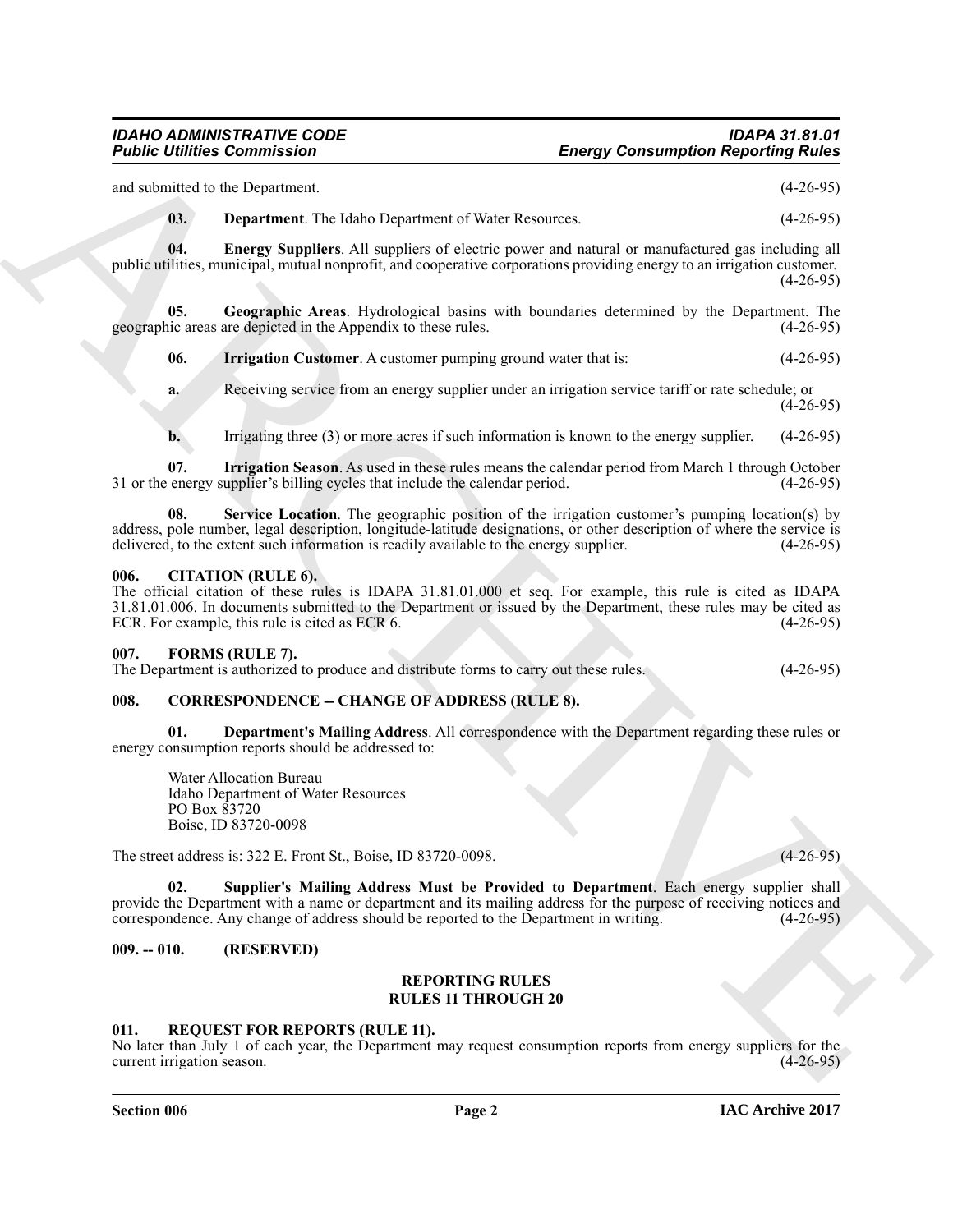and submitted to the Department. (4-26-95)

**03. Department**. The Idaho Department of Water Resources. (4-26-95)

**04. Energy Suppliers**. All suppliers of electric power and natural or manufactured gas including all public utilities, municipal, mutual nonprofit, and cooperative corporations providing energy to an irrigation customer. (4-26-95)

**05. Geographic Areas**. Hydrological basins with boundaries determined by the Department. The geographic areas are depicted in the Appendix to these rules. (4-26-95)

**06. Irrigation Customer**. A customer pumping ground water that is: (4-26-95)

**a.** Receiving service from an energy supplier under an irrigation service tariff or rate schedule; or (4-26-95)

**b.** Irrigating three (3) or more acres if such information is known to the energy supplier. (4-26-95)

**07. Irrigation Season**. As used in these rules means the calendar period from March 1 through October 31 or the energy supplier's billing cycles that include the calendar period. (4-26-95)

**08. Service Location**. The geographic position of the irrigation customer's pumping location(s) by address, pole number, legal description, longitude-latitude designations, or other description of where the service is delivered, to the extent such information is readily available to the energy supplier. (4-26-95)

### 006. CITATION (RULE 6).

The official citation of these rules is IDAPA 31.81.01.000 et seq. For example, this rule is cited as IDAPA 31.81.01.006. In documents submitted to the Department or issued by the Department, these rules may be cited as ECR. For example, this rule is cited as ECR 6. (4-26-95)

### 007. FORMS (RULE 7).

The Department is authorized to produce and distribute forms to carry out these rules. (4-26-95)

### 008. CORRESPONDENCE -- CHANGE OF ADDRESS (RULE 8).

**01. Department's Mailing Address**. All correspondence with the Department regarding these rules or energy consumption reports should be addressed to:

Water Allocation Bureau
Idaho Department of Water Resources
PO Box 83720
Boise, ID 83720-0098

The street address is: 322 E. Front St., Boise, ID 83720-0098. (4-26-95)

**02. Supplier's Mailing Address Must be Provided to Department**. Each energy supplier shall provide the Department with a name or department and its mailing address for the purpose of receiving notices and correspondence. Any change of address should be reported to the Department in writing. (4-26-95)

### 009. -- 010. (RESERVED)

## REPORTING RULES
## RULES 11 THROUGH 20

### 011. REQUEST FOR REPORTS (RULE 11).

No later than July 1 of each year, the Department may request consumption reports from energy suppliers for the current irrigation season. (4-26-95)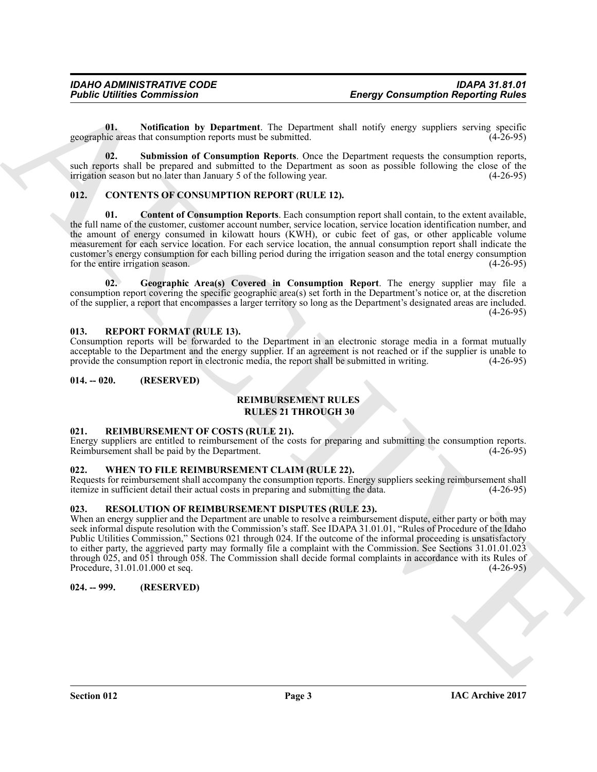**01. Notification by Department**. The Department shall notify energy suppliers serving specific geographic areas that consumption reports must be submitted. (4-26-95)

**02. Submission of Consumption Reports**. Once the Department requests the consumption reports, such reports shall be prepared and submitted to the Department as soon as possible following the close of the irrigation season but no later than January 5 of the following year. (4-26-95)

### 012. CONTENTS OF CONSUMPTION REPORT (RULE 12).

**01. Content of Consumption Reports**. Each consumption report shall contain, to the extent available, the full name of the customer, customer account number, service location, service location identification number, and the amount of energy consumed in kilowatt hours (KWH), or cubic feet of gas, or other applicable volume measurement for each service location. For each service location, the annual consumption report shall indicate the customer's energy consumption for each billing period during the irrigation season and the total energy consumption for the entire irrigation season. (4-26-95)

**02. Geographic Area(s) Covered in Consumption Report**. The energy supplier may file a consumption report covering the specific geographic area(s) set forth in the Department's notice or, at the discretion of the supplier, a report that encompasses a larger territory so long as the Department's designated areas are included. (4-26-95)

### 013. REPORT FORMAT (RULE 13).

Consumption reports will be forwarded to the Department in an electronic storage media in a format mutually acceptable to the Department and the energy supplier. If an agreement is not reached or if the supplier is unable to provide the consumption report in electronic media, the report shall be submitted in writing. (4-26-95)

### 014. -- 020. (RESERVED)

## REIMBURSEMENT RULES
## RULES 21 THROUGH 30

### 021. REIMBURSEMENT OF COSTS (RULE 21).

Energy suppliers are entitled to reimbursement of the costs for preparing and submitting the consumption reports. Reimbursement shall be paid by the Department. (4-26-95)

### 022. WHEN TO FILE REIMBURSEMENT CLAIM (RULE 22).

Requests for reimbursement shall accompany the consumption reports. Energy suppliers seeking reimbursement shall itemize in sufficient detail their actual costs in preparing and submitting the data. (4-26-95)

### 023. RESOLUTION OF REIMBURSEMENT DISPUTES (RULE 23).

When an energy supplier and the Department are unable to resolve a reimbursement dispute, either party or both may seek informal dispute resolution with the Commission's staff. See IDAPA 31.01.01, "Rules of Procedure of the Idaho Public Utilities Commission," Sections 021 through 024. If the outcome of the informal proceeding is unsatisfactory to either party, the aggrieved party may formally file a complaint with the Commission. See Sections 31.01.01.023 through 025, and 051 through 058. The Commission shall decide formal complaints in accordance with its Rules of Procedure, 31.01.01.000 et seq. (4-26-95)

### 024. -- 999. (RESERVED)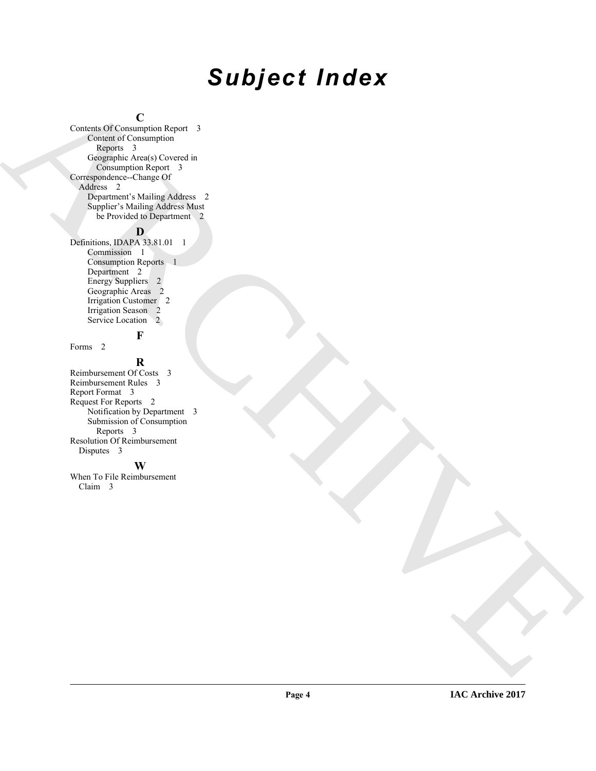# *Subject Index*

**C**

Contents Of Consumption Report 3
- Content of Consumption Reports 3
- Geographic Area(s) Covered in Consumption Report 3

Correspondence--Change Of Address 2
- Department's Mailing Address 2
- Supplier's Mailing Address Must be Provided to Department 2

**D**

Definitions, IDAPA 33.81.01 1
- Commission 1
- Consumption Reports 1
- Department 2
- Energy Suppliers 2
- Geographic Areas 2
- Irrigation Customer 2
- Irrigation Season 2
- Service Location 2

**F**

Forms 2

**R**

Reimbursement Of Costs 3
Reimbursement Rules 3
Report Format 3
Request For Reports 2
- Notification by Department 3
- Submission of Consumption Reports 3

Resolution Of Reimbursement Disputes 3

**W**

When To File Reimbursement Claim 3